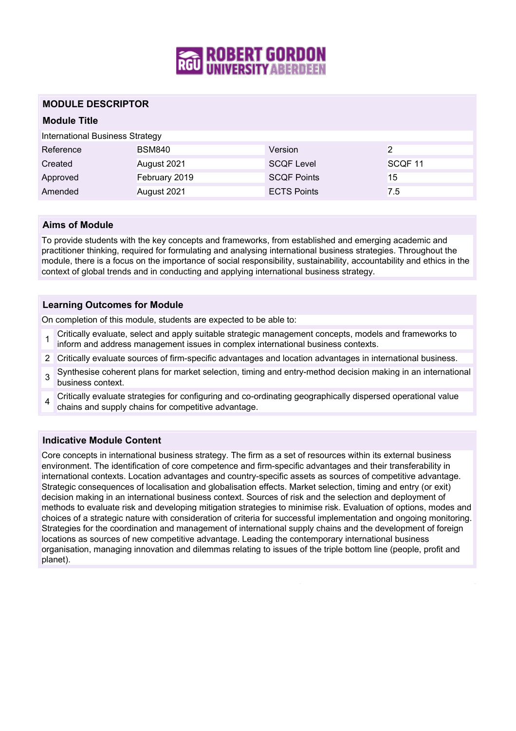# MODULE DESCRIPTOR

## Module Title

International Business Strategy

| Reference | BSM840 | Version | 2 |
|---|---|---|---|
| Created | August 2021 | SCQF Level | SCQF 11 |
| Approved | February 2019 | SCQF Points | 15 |
| Amended | August 2021 | ECTS Points | 7.5 |

## Aims of Module

To provide students with the key concepts and frameworks, from established and emerging academic and practitioner thinking, required for formulating and analysing international business strategies. Throughout the module, there is a focus on the importance of social responsibility, sustainability, accountability and ethics in the context of global trends and in conducting and applying international business strategy.

## Learning Outcomes for Module

On completion of this module, students are expected to be able to:

1. Critically evaluate, select and apply suitable strategic management concepts, models and frameworks to inform and address management issues in complex international business contexts.
2. Critically evaluate sources of firm-specific advantages and location advantages in international business.
3. Synthesise coherent plans for market selection, timing and entry-method decision making in an international business context.
4. Critically evaluate strategies for configuring and co-ordinating geographically dispersed operational value chains and supply chains for competitive advantage.

## Indicative Module Content

Core concepts in international business strategy. The firm as a set of resources within its external business environment. The identification of core competence and firm-specific advantages and their transferability in international contexts. Location advantages and country-specific assets as sources of competitive advantage. Strategic consequences of localisation and globalisation effects. Market selection, timing and entry (or exit) decision making in an international business context. Sources of risk and the selection and deployment of methods to evaluate risk and developing mitigation strategies to minimise risk. Evaluation of options, modes and choices of a strategic nature with consideration of criteria for successful implementation and ongoing monitoring. Strategies for the coordination and management of international supply chains and the development of foreign locations as sources of new competitive advantage. Leading the contemporary international business organisation, managing innovation and dilemmas relating to issues of the triple bottom line (people, profit and planet).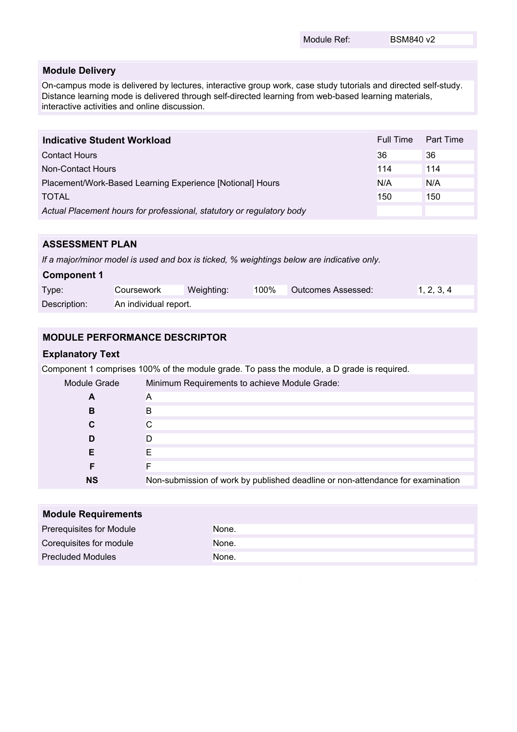Module Ref: BSM840 v2

## Module Delivery

On-campus mode is delivered by lectures, interactive group work, case study tutorials and directed self-study. Distance learning mode is delivered through self-directed learning from web-based learning materials, interactive activities and online discussion.

| Indicative Student Workload | Full Time | Part Time |
|---|---|---|
| Contact Hours | 36 | 36 |
| Non-Contact Hours | 114 | 114 |
| Placement/Work-Based Learning Experience [Notional] Hours | N/A | N/A |
| TOTAL | 150 | 150 |
| *Actual Placement hours for professional, statutory or regulatory body* | | |

## ASSESSMENT PLAN

*If a major/minor model is used and box is ticked, % weightings below are indicative only.*

### Component 1

| Type: | Coursework | Weighting: | 100% | Outcomes Assessed: | 1, 2, 3, 4 |
|---|---|---|---|---|---|
| Description: | An individual report. | | | | |

## MODULE PERFORMANCE DESCRIPTOR

### Explanatory Text

Component 1 comprises 100% of the module grade. To pass the module, a D grade is required.

| Module Grade | Minimum Requirements to achieve Module Grade: |
|---|---|
| **A** | A |
| **B** | B |
| **C** | C |
| **D** | D |
| **E** | E |
| **F** | F |
| **NS** | Non-submission of work by published deadline or non-attendance for examination |

## Module Requirements

| | |
|---|---|
| Prerequisites for Module | None. |
| Corequisites for module | None. |
| Precluded Modules | None. |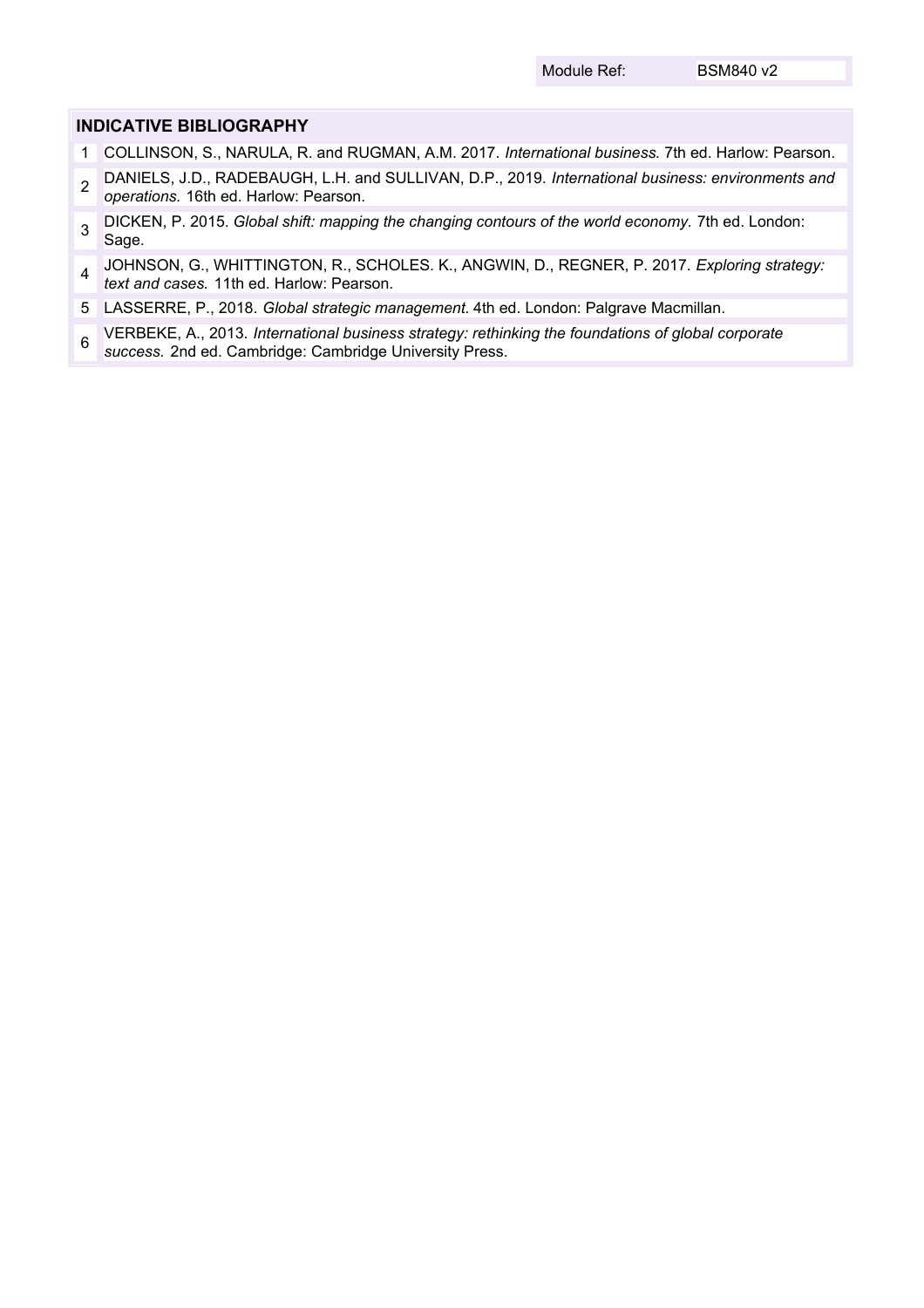## INDICATIVE BIBLIOGRAPHY

1. COLLINSON, S., NARULA, R. and RUGMAN, A.M. 2017. *International business.* 7th ed. Harlow: Pearson.
2. DANIELS, J.D., RADEBAUGH, L.H. and SULLIVAN, D.P., 2019. *International business: environments and operations.* 16th ed. Harlow: Pearson.
3. DICKEN, P. 2015. *Global shift: mapping the changing contours of the world economy.* 7th ed. London: Sage.
4. JOHNSON, G., WHITTINGTON, R., SCHOLES. K., ANGWIN, D., REGNER, P. 2017. *Exploring strategy: text and cases.* 11th ed. Harlow: Pearson.
5. LASSERRE, P., 2018. *Global strategic management.* 4th ed. London: Palgrave Macmillan.
6. VERBEKE, A., 2013. *International business strategy: rethinking the foundations of global corporate success.* 2nd ed. Cambridge: Cambridge University Press.